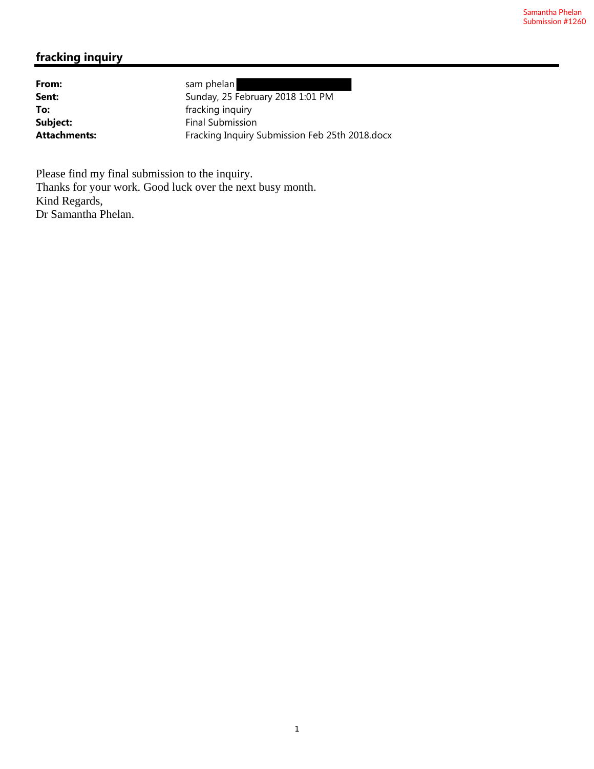Samantha Phelan
Submission #1260

## fracking inquiry

| | |
|---|---|
| **From:** | sam phelan |
| **Sent:** | Sunday, 25 February 2018 1:01 PM |
| **To:** | fracking inquiry |
| **Subject:** | Final Submission |
| **Attachments:** | Fracking Inquiry Submission Feb 25th 2018.docx |

Please find my final submission to the inquiry.
Thanks for your work. Good luck over the next busy month.
Kind Regards,
Dr Samantha Phelan.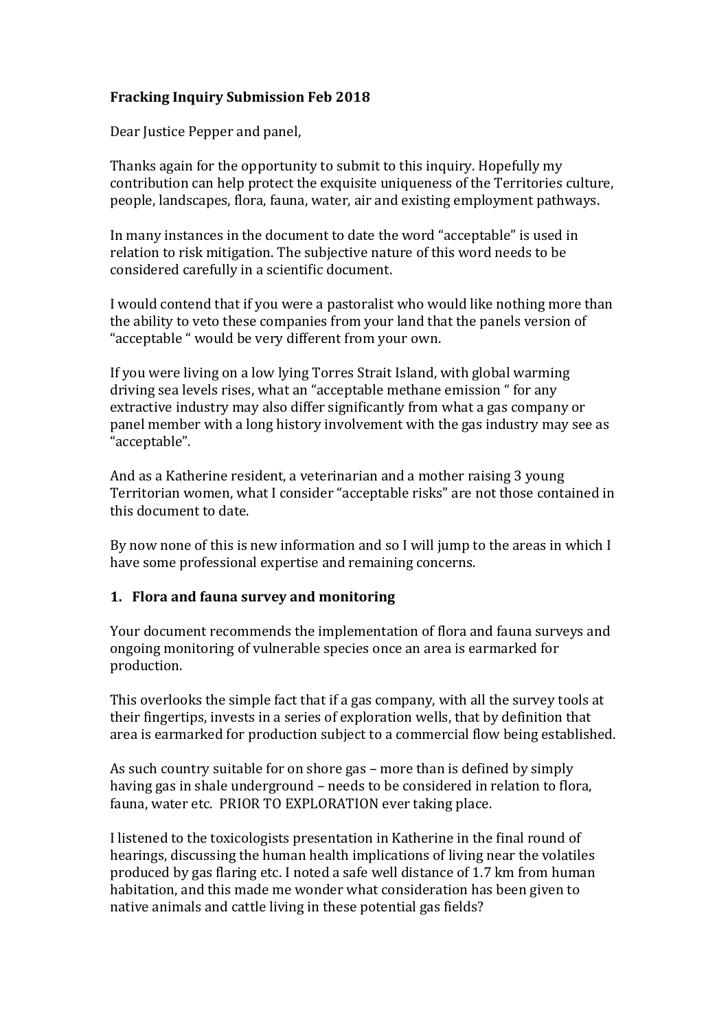**Fracking Inquiry Submission Feb 2018**

Dear Justice Pepper and panel,

Thanks again for the opportunity to submit to this inquiry. Hopefully my contribution can help protect the exquisite uniqueness of the Territories culture, people, landscapes, flora, fauna, water, air and existing employment pathways.

In many instances in the document to date the word "acceptable" is used in relation to risk mitigation. The subjective nature of this word needs to be considered carefully in a scientific document.

I would contend that if you were a pastoralist who would like nothing more than the ability to veto these companies from your land that the panels version of "acceptable " would be very different from your own.

If you were living on a low lying Torres Strait Island, with global warming driving sea levels rises, what an "acceptable methane emission " for any extractive industry may also differ significantly from what a gas company or panel member with a long history involvement with the gas industry may see as "acceptable".

And as a Katherine resident, a veterinarian and a mother raising 3 young Territorian women, what I consider "acceptable risks" are not those contained in this document to date.

By now none of this is new information and so I will jump to the areas in which I have some professional expertise and remaining concerns.

## 1. Flora and fauna survey and monitoring

Your document recommends the implementation of flora and fauna surveys and ongoing monitoring of vulnerable species once an area is earmarked for production.

This overlooks the simple fact that if a gas company, with all the survey tools at their fingertips, invests in a series of exploration wells, that by definition that area is earmarked for production subject to a commercial flow being established.

As such country suitable for on shore gas – more than is defined by simply having gas in shale underground – needs to be considered in relation to flora, fauna, water etc. PRIOR TO EXPLORATION ever taking place.

I listened to the toxicologists presentation in Katherine in the final round of hearings, discussing the human health implications of living near the volatiles produced by gas flaring etc. I noted a safe well distance of 1.7 km from human habitation, and this made me wonder what consideration has been given to native animals and cattle living in these potential gas fields?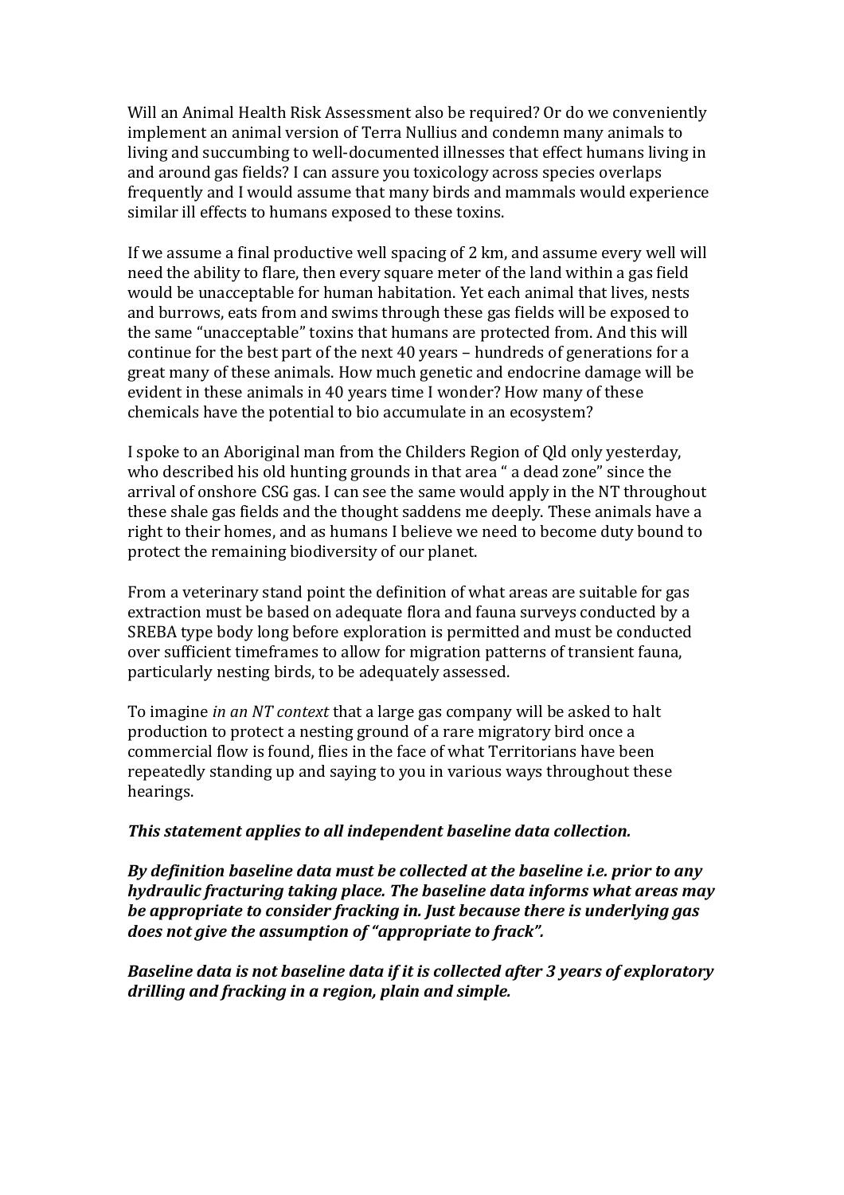Will an Animal Health Risk Assessment also be required? Or do we conveniently implement an animal version of Terra Nullius and condemn many animals to living and succumbing to well-documented illnesses that effect humans living in and around gas fields? I can assure you toxicology across species overlaps frequently and I would assume that many birds and mammals would experience similar ill effects to humans exposed to these toxins.

If we assume a final productive well spacing of 2 km, and assume every well will need the ability to flare, then every square meter of the land within a gas field would be unacceptable for human habitation. Yet each animal that lives, nests and burrows, eats from and swims through these gas fields will be exposed to the same "unacceptable" toxins that humans are protected from. And this will continue for the best part of the next 40 years – hundreds of generations for a great many of these animals. How much genetic and endocrine damage will be evident in these animals in 40 years time I wonder? How many of these chemicals have the potential to bio accumulate in an ecosystem?

I spoke to an Aboriginal man from the Childers Region of Qld only yesterday, who described his old hunting grounds in that area " a dead zone" since the arrival of onshore CSG gas. I can see the same would apply in the NT throughout these shale gas fields and the thought saddens me deeply. These animals have a right to their homes, and as humans I believe we need to become duty bound to protect the remaining biodiversity of our planet.

From a veterinary stand point the definition of what areas are suitable for gas extraction must be based on adequate flora and fauna surveys conducted by a SREBA type body long before exploration is permitted and must be conducted over sufficient timeframes to allow for migration patterns of transient fauna, particularly nesting birds, to be adequately assessed.

To imagine *in an NT context* that a large gas company will be asked to halt production to protect a nesting ground of a rare migratory bird once a commercial flow is found, flies in the face of what Territorians have been repeatedly standing up and saying to you in various ways throughout these hearings.

***This statement applies to all independent baseline data collection.***

***By definition baseline data must be collected at the baseline i.e. prior to any hydraulic fracturing taking place. The baseline data informs what areas may be appropriate to consider fracking in. Just because there is underlying gas does not give the assumption of "appropriate to frack".***

***Baseline data is not baseline data if it is collected after 3 years of exploratory drilling and fracking in a region, plain and simple.***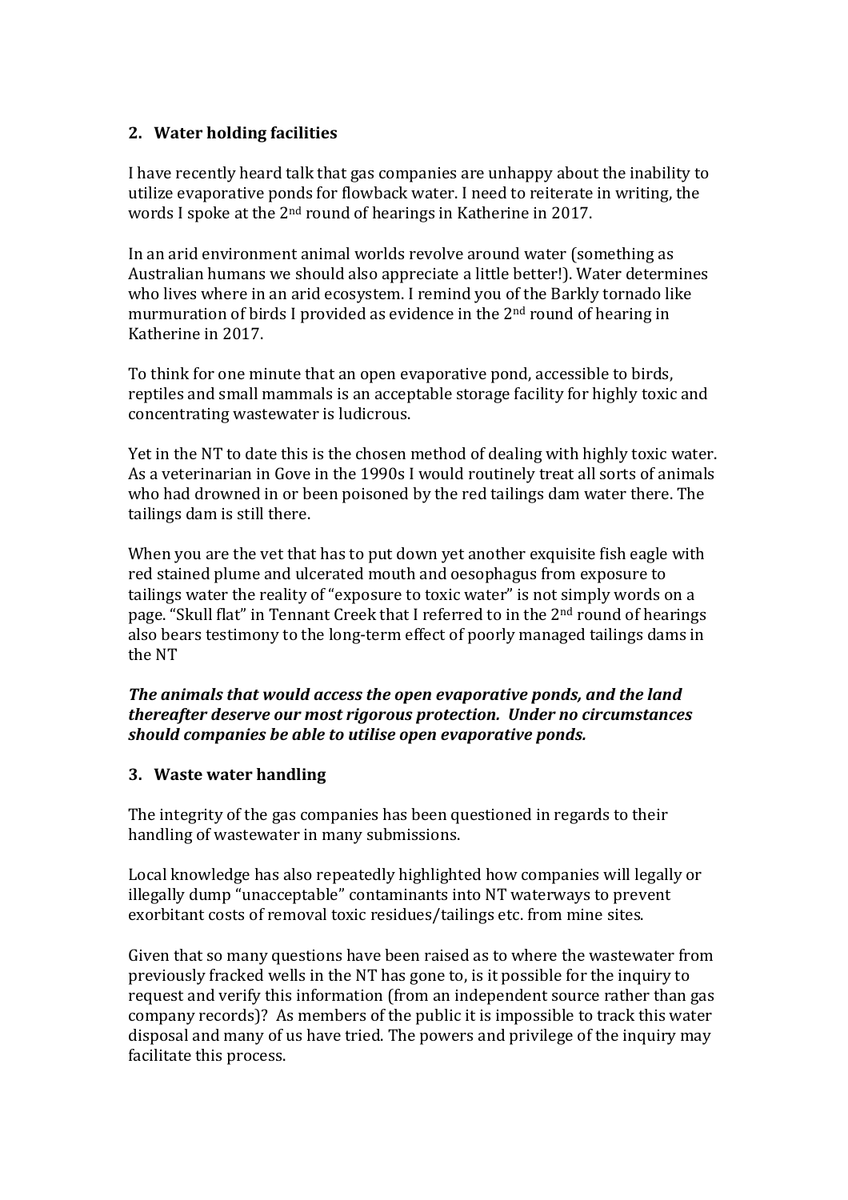## 2. Water holding facilities

I have recently heard talk that gas companies are unhappy about the inability to utilize evaporative ponds for flowback water. I need to reiterate in writing, the words I spoke at the 2nd round of hearings in Katherine in 2017.

In an arid environment animal worlds revolve around water (something as Australian humans we should also appreciate a little better!). Water determines who lives where in an arid ecosystem. I remind you of the Barkly tornado like murmuration of birds I provided as evidence in the 2nd round of hearing in Katherine in 2017.

To think for one minute that an open evaporative pond, accessible to birds, reptiles and small mammals is an acceptable storage facility for highly toxic and concentrating wastewater is ludicrous.

Yet in the NT to date this is the chosen method of dealing with highly toxic water. As a veterinarian in Gove in the 1990s I would routinely treat all sorts of animals who had drowned in or been poisoned by the red tailings dam water there. The tailings dam is still there.

When you are the vet that has to put down yet another exquisite fish eagle with red stained plume and ulcerated mouth and oesophagus from exposure to tailings water the reality of "exposure to toxic water" is not simply words on a page. "Skull flat" in Tennant Creek that I referred to in the 2nd round of hearings also bears testimony to the long-term effect of poorly managed tailings dams in the NT

***The animals that would access the open evaporative ponds, and the land thereafter deserve our most rigorous protection. Under no circumstances should companies be able to utilise open evaporative ponds.***

## 3. Waste water handling

The integrity of the gas companies has been questioned in regards to their handling of wastewater in many submissions.

Local knowledge has also repeatedly highlighted how companies will legally or illegally dump "unacceptable" contaminants into NT waterways to prevent exorbitant costs of removal toxic residues/tailings etc. from mine sites.

Given that so many questions have been raised as to where the wastewater from previously fracked wells in the NT has gone to, is it possible for the inquiry to request and verify this information (from an independent source rather than gas company records)? As members of the public it is impossible to track this water disposal and many of us have tried. The powers and privilege of the inquiry may facilitate this process.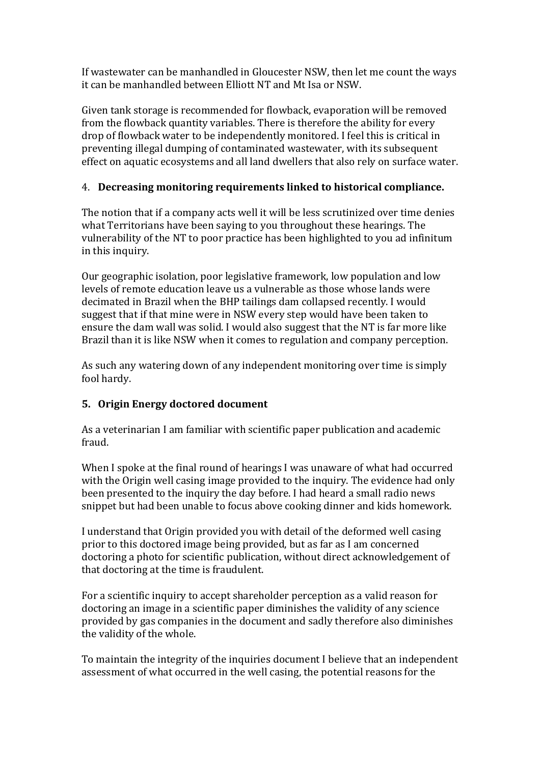If wastewater can be manhandled in Gloucester NSW, then let me count the ways it can be manhandled between Elliott NT and Mt Isa or NSW.

Given tank storage is recommended for flowback, evaporation will be removed from the flowback quantity variables. There is therefore the ability for every drop of flowback water to be independently monitored. I feel this is critical in preventing illegal dumping of contaminated wastewater, with its subsequent effect on aquatic ecosystems and all land dwellers that also rely on surface water.

4. **Decreasing monitoring requirements linked to historical compliance.**

The notion that if a company acts well it will be less scrutinized over time denies what Territorians have been saying to you throughout these hearings. The vulnerability of the NT to poor practice has been highlighted to you ad infinitum in this inquiry.

Our geographic isolation, poor legislative framework, low population and low levels of remote education leave us a vulnerable as those whose lands were decimated in Brazil when the BHP tailings dam collapsed recently. I would suggest that if that mine were in NSW every step would have been taken to ensure the dam wall was solid. I would also suggest that the NT is far more like Brazil than it is like NSW when it comes to regulation and company perception.

As such any watering down of any independent monitoring over time is simply fool hardy.

5. **Origin Energy doctored document**

As a veterinarian I am familiar with scientific paper publication and academic fraud.

When I spoke at the final round of hearings I was unaware of what had occurred with the Origin well casing image provided to the inquiry. The evidence had only been presented to the inquiry the day before. I had heard a small radio news snippet but had been unable to focus above cooking dinner and kids homework.

I understand that Origin provided you with detail of the deformed well casing prior to this doctored image being provided, but as far as I am concerned doctoring a photo for scientific publication, without direct acknowledgement of that doctoring at the time is fraudulent.

For a scientific inquiry to accept shareholder perception as a valid reason for doctoring an image in a scientific paper diminishes the validity of any science provided by gas companies in the document and sadly therefore also diminishes the validity of the whole.

To maintain the integrity of the inquiries document I believe that an independent assessment of what occurred in the well casing, the potential reasons for the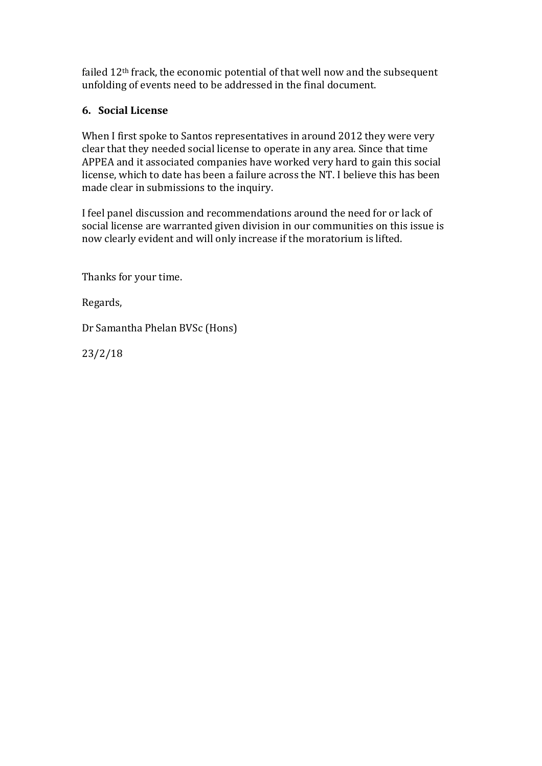failed 12th frack, the economic potential of that well now and the subsequent unfolding of events need to be addressed in the final document.

### 6. Social License

When I first spoke to Santos representatives in around 2012 they were very clear that they needed social license to operate in any area. Since that time APPEA and it associated companies have worked very hard to gain this social license, which to date has been a failure across the NT. I believe this has been made clear in submissions to the inquiry.

I feel panel discussion and recommendations around the need for or lack of social license are warranted given division in our communities on this issue is now clearly evident and will only increase if the moratorium is lifted.

Thanks for your time.

Regards,

Dr Samantha Phelan BVSc (Hons)

23/2/18